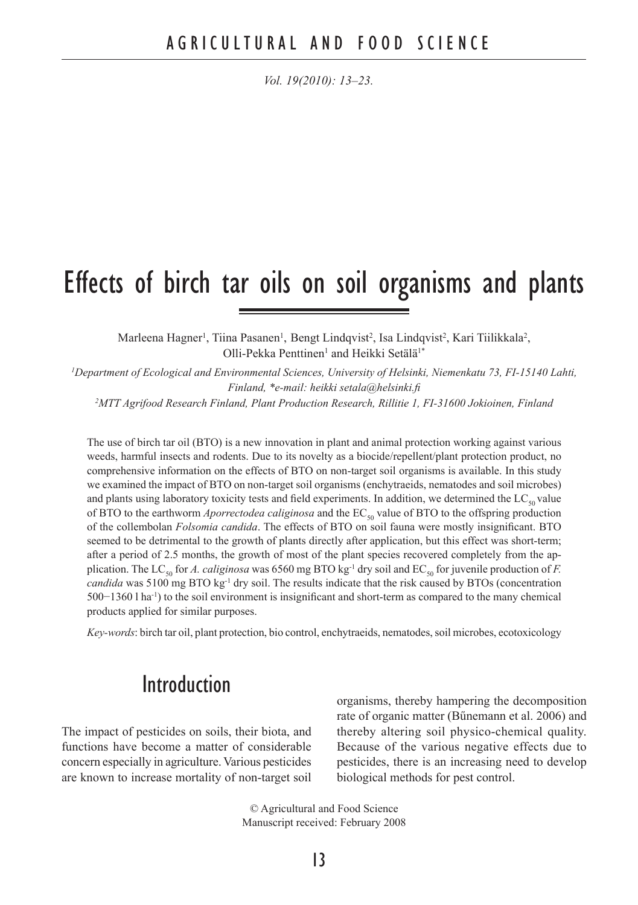# Effects of birch tar oils on soil organisms and plants

Marleena Hagner[1], Tiina Pasanen[1], Bengt Lindqvist[2], Isa Lindqvist[2], Kari Tiilikkala[2], Olli-Pekka Penttinen[1] and Heikki Setälä[1*]

[1]*Department of Ecological and Environmental Sciences, University of Helsinki, Niemenkatu 73, FI-15140 Lahti, Finland, \*e-mail: heikki setala@helsinki.fi*

[2]*MTT Agrifood Research Finland, Plant Production Research, Rillitie 1, FI-31600 Jokioinen, Finland*

The use of birch tar oil (BTO) is a new innovation in plant and animal protection working against various weeds, harmful insects and rodents. Due to its novelty as a biocide/repellent/plant protection product, no comprehensive information on the effects of BTO on non-target soil organisms is available. In this study we examined the impact of BTO on non-target soil organisms (enchytraeids, nematodes and soil microbes) and plants using laboratory toxicity tests and field experiments. In addition, we determined the $LC_{50}$ value of BTO to the earthworm *Aporrectodea caliginosa* and the $EC_{50}$ value of BTO to the offspring production of the collembolan *Folsomia candida*. The effects of BTO on soil fauna were mostly insignificant. BTO seemed to be detrimental to the growth of plants directly after application, but this effect was short-term; after a period of 2.5 months, the growth of most of the plant species recovered completely from the application. The $LC_{50}$ for *A. caliginosa* was 6560 mg BTO $kg^{-1}$ dry soil and $EC_{50}$ for juvenile production of *F. candida* was 5100 mg BTO $kg^{-1}$ dry soil. The results indicate that the risk caused by BTOs (concentration 500−1360 l $ha^{-1}$) to the soil environment is insignificant and short-term as compared to the many chemical products applied for similar purposes.

*Key-words*: birch tar oil, plant protection, bio control, enchytraeids, nematodes, soil microbes, ecotoxicology

## Introduction

The impact of pesticides on soils, their biota, and functions have become a matter of considerable concern especially in agriculture. Various pesticides are known to increase mortality of non-target soil organisms, thereby hampering the decomposition rate of organic matter (Bűnemann et al. 2006) and thereby altering soil physico-chemical quality. Because of the various negative effects due to pesticides, there is an increasing need to develop biological methods for pest control.

© Agricultural and Food Science
Manuscript received: February 2008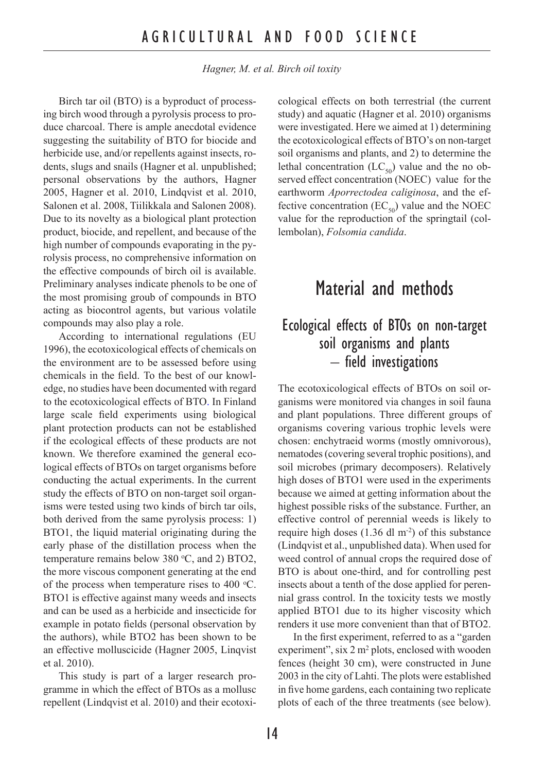Birch tar oil (BTO) is a byproduct of processing birch wood through a pyrolysis process to produce charcoal. There is ample anecdotal evidence suggesting the suitability of BTO for biocide and herbicide use, and/or repellents against insects, rodents, slugs and snails (Hagner et al. unpublished; personal observations by the authors, Hagner 2005, Hagner et al. 2010, Lindqvist et al. 2010, Salonen et al. 2008, Tiilikkala and Salonen 2008). Due to its novelty as a biological plant protection product, biocide, and repellent, and because of the high number of compounds evaporating in the pyrolysis process, no comprehensive information on the effective compounds of birch oil is available. Preliminary analyses indicate phenols to be one of the most promising groub of compounds in BTO acting as biocontrol agents, but various volatile compounds may also play a role.

According to international regulations (EU 1996), the ecotoxicological effects of chemicals on the environment are to be assessed before using chemicals in the field. To the best of our knowledge, no studies have been documented with regard to the ecotoxicological effects of BTO. In Finland large scale field experiments using biological plant protection products can not be established if the ecological effects of these products are not known. We therefore examined the general ecological effects of BTOs on target organisms before conducting the actual experiments. In the current study the effects of BTO on non-target soil organisms were tested using two kinds of birch tar oils, both derived from the same pyrolysis process: 1) BTO1, the liquid material originating during the early phase of the distillation process when the temperature remains below 380 °C, and 2) BTO2, the more viscous component generating at the end of the process when temperature rises to 400 °C. BTO1 is effective against many weeds and insects and can be used as a herbicide and insecticide for example in potato fields (personal observation by the authors), while BTO2 has been shown to be an effective molluscicide (Hagner 2005, Linqvist et al. 2010).

This study is part of a larger research programme in which the effect of BTOs as a mollusc repellent (Lindqvist et al. 2010) and their ecotoxicological effects on both terrestrial (the current study) and aquatic (Hagner et al. 2010) organisms were investigated. Here we aimed at 1) determining the ecotoxicological effects of BTO's on non-target soil organisms and plants, and 2) to determine the lethal concentration ($LC_{50}$) value and the no observed effect concentration (NOEC) value for the earthworm *Aporrectodea caliginosa*, and the effective concentration ($EC_{50}$) value and the NOEC value for the reproduction of the springtail (collembolan), *Folsomia candida*.

# Material and methods

## Ecological effects of BTOs on non-target soil organisms and plants – field investigations

The ecotoxicological effects of BTOs on soil organisms were monitored via changes in soil fauna and plant populations. Three different groups of organisms covering various trophic levels were chosen: enchytraeid worms (mostly omnivorous), nematodes (covering several trophic positions), and soil microbes (primary decomposers). Relatively high doses of BTO1 were used in the experiments because we aimed at getting information about the highest possible risks of the substance. Further, an effective control of perennial weeds is likely to require high doses (1.36 dl $m^{-2}$) of this substance (Lindqvist et al., unpublished data). When used for weed control of annual crops the required dose of BTO is about one-third, and for controlling pest insects about a tenth of the dose applied for perennial grass control. In the toxicity tests we mostly applied BTO1 due to its higher viscosity which renders it use more convenient than that of BTO2.

In the first experiment, referred to as a "garden experiment", six 2 $m^2$ plots, enclosed with wooden fences (height 30 cm), were constructed in June 2003 in the city of Lahti. The plots were established in five home gardens, each containing two replicate plots of each of the three treatments (see below).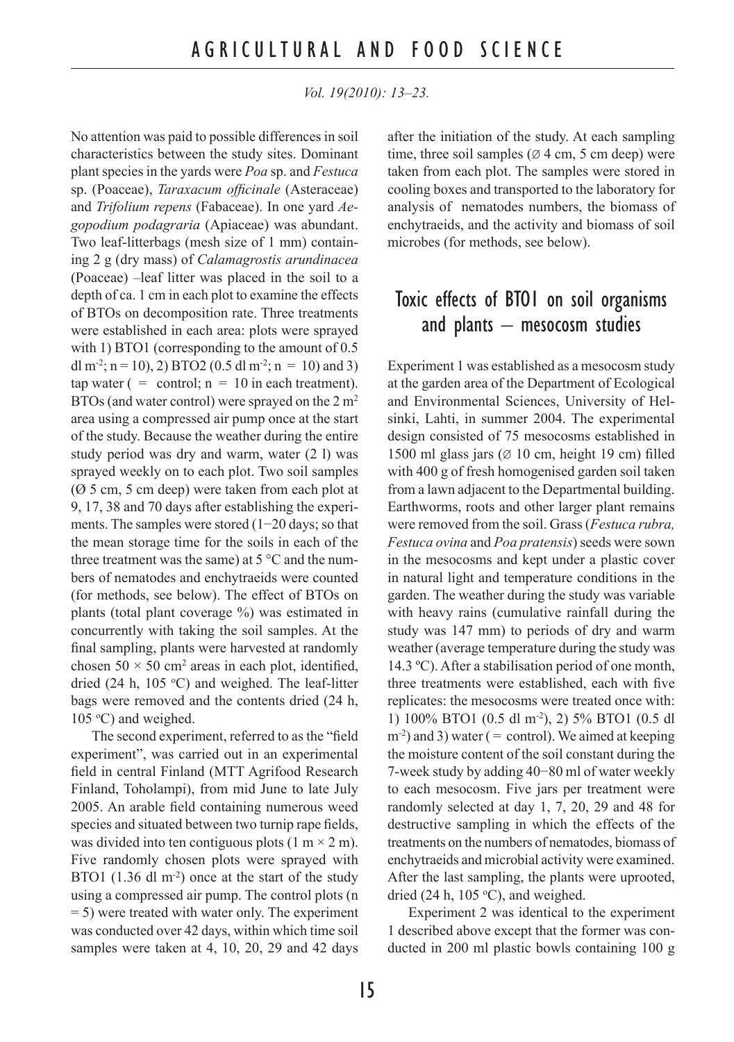No attention was paid to possible differences in soil characteristics between the study sites. Dominant plant species in the yards were *Poa* sp. and *Festuca* sp. (Poaceae), *Taraxacum officinale* (Asteraceae) and *Trifolium repens* (Fabaceae). In one yard *Aegopodium podagraria* (Apiaceae) was abundant. Two leaf-litterbags (mesh size of 1 mm) containing 2 g (dry mass) of *Calamagrostis arundinacea* (Poaceae) –leaf litter was placed in the soil to a depth of ca. 1 cm in each plot to examine the effects of BTOs on decomposition rate. Three treatments were established in each area: plots were sprayed with 1) BTO1 (corresponding to the amount of 0.5 dl $m^{-2}$; n = 10), 2) BTO2 (0.5 dl $m^{-2}$; n = 10) and 3) tap water ( = control; n = 10 in each treatment). BTOs (and water control) were sprayed on the 2 $m^2$ area using a compressed air pump once at the start of the study. Because the weather during the entire study period was dry and warm, water (2 l) was sprayed weekly on to each plot. Two soil samples (Ø 5 cm, 5 cm deep) were taken from each plot at 9, 17, 38 and 70 days after establishing the experiments. The samples were stored (1−20 days; so that the mean storage time for the soils in each of the three treatment was the same) at 5 °C and the numbers of nematodes and enchytraeids were counted (for methods, see below). The effect of BTOs on plants (total plant coverage %) was estimated in concurrently with taking the soil samples. At the final sampling, plants were harvested at randomly chosen 50 × 50 $cm^2$ areas in each plot, identified, dried (24 h, 105 °C) and weighed. The leaf-litter bags were removed and the contents dried (24 h, 105 °C) and weighed.

The second experiment, referred to as the "field experiment", was carried out in an experimental field in central Finland (MTT Agrifood Research Finland, Toholampi), from mid June to late July 2005. An arable field containing numerous weed species and situated between two turnip rape fields, was divided into ten contiguous plots (1 m × 2 m). Five randomly chosen plots were sprayed with BTO1 (1.36 dl $m^{-2}$) once at the start of the study using a compressed air pump. The control plots (n = 5) were treated with water only. The experiment was conducted over 42 days, within which time soil samples were taken at 4, 10, 20, 29 and 42 days after the initiation of the study. At each sampling time, three soil samples (Ø 4 cm, 5 cm deep) were taken from each plot. The samples were stored in cooling boxes and transported to the laboratory for analysis of nematodes numbers, the biomass of enchytraeids, and the activity and biomass of soil microbes (for methods, see below).

## Toxic effects of BTO1 on soil organisms and plants – mesocosm studies

Experiment 1 was established as a mesocosm study at the garden area of the Department of Ecological and Environmental Sciences, University of Helsinki, Lahti, in summer 2004. The experimental design consisted of 75 mesocosms established in 1500 ml glass jars (Ø 10 cm, height 19 cm) filled with 400 g of fresh homogenised garden soil taken from a lawn adjacent to the Departmental building. Earthworms, roots and other larger plant remains were removed from the soil. Grass (*Festuca rubra, Festuca ovina* and *Poa pratensis*) seeds were sown in the mesocosms and kept under a plastic cover in natural light and temperature conditions in the garden. The weather during the study was variable with heavy rains (cumulative rainfall during the study was 147 mm) to periods of dry and warm weather (average temperature during the study was 14.3 °C). After a stabilisation period of one month, three treatments were established, each with five replicates: the mesocosms were treated once with: 1) 100% BTO1 (0.5 dl $m^{-2}$), 2) 5% BTO1 (0.5 dl $m^{-2}$) and 3) water ( = control). We aimed at keeping the moisture content of the soil constant during the 7-week study by adding 40−80 ml of water weekly to each mesocosm. Five jars per treatment were randomly selected at day 1, 7, 20, 29 and 48 for destructive sampling in which the effects of the treatments on the numbers of nematodes, biomass of enchytraeids and microbial activity were examined. After the last sampling, the plants were uprooted, dried (24 h, 105 °C), and weighed.

Experiment 2 was identical to the experiment 1 described above except that the former was conducted in 200 ml plastic bowls containing 100 g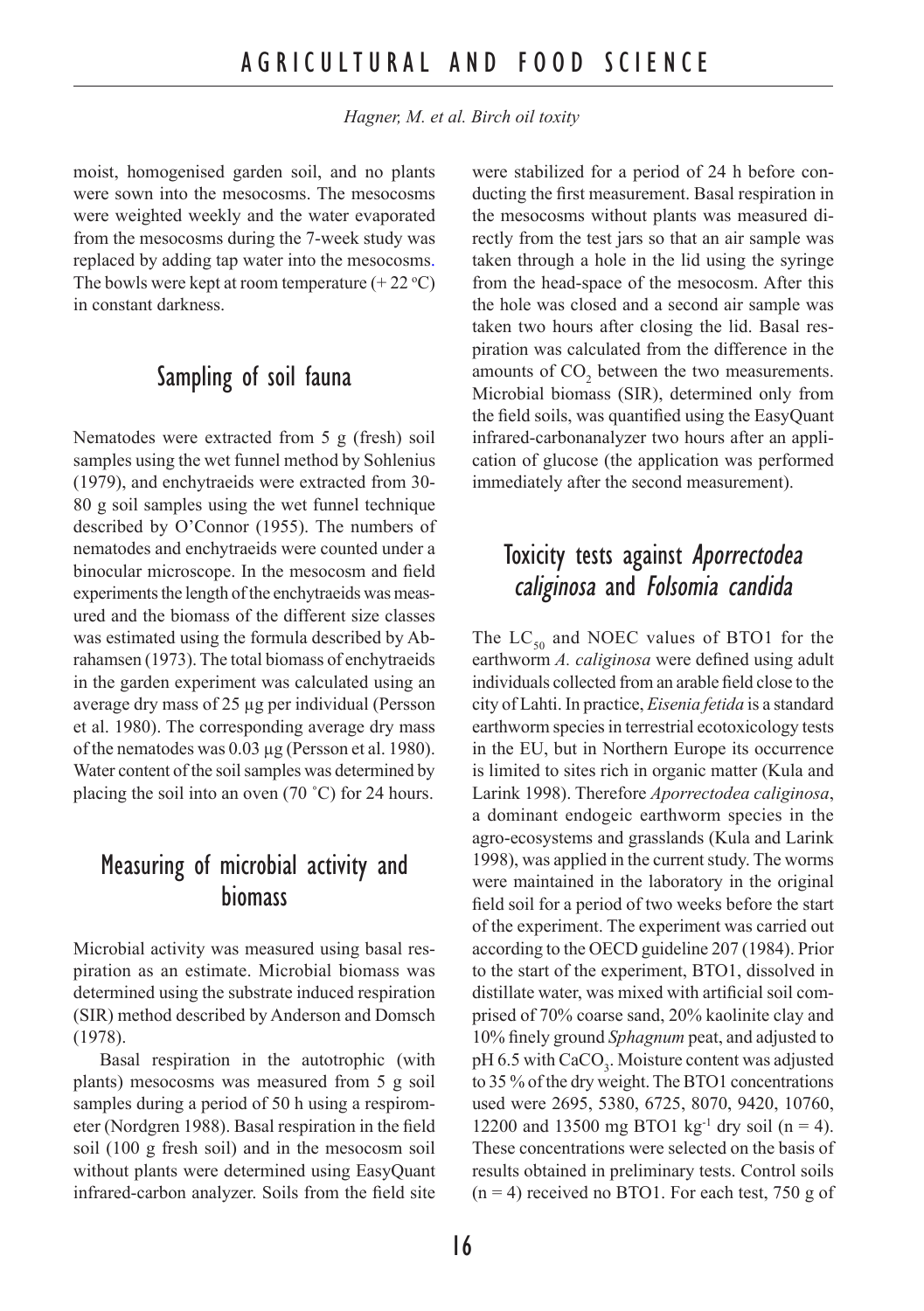moist, homogenised garden soil, and no plants were sown into the mesocosms. The mesocosms were weighted weekly and the water evaporated from the mesocosms during the 7-week study was replaced by adding tap water into the mesocosms. The bowls were kept at room temperature (+ 22 °C) in constant darkness.

## Sampling of soil fauna

Nematodes were extracted from 5 g (fresh) soil samples using the wet funnel method by Sohlenius (1979), and enchytraeids were extracted from 30-80 g soil samples using the wet funnel technique described by O'Connor (1955). The numbers of nematodes and enchytraeids were counted under a binocular microscope. In the mesocosm and field experiments the length of the enchytraeids was measured and the biomass of the different size classes was estimated using the formula described by Abrahamsen (1973). The total biomass of enchytraeids in the garden experiment was calculated using an average dry mass of 25 µg per individual (Persson et al. 1980). The corresponding average dry mass of the nematodes was 0.03 µg (Persson et al. 1980). Water content of the soil samples was determined by placing the soil into an oven (70 °C) for 24 hours.

## Measuring of microbial activity and biomass

Microbial activity was measured using basal respiration as an estimate. Microbial biomass was determined using the substrate induced respiration (SIR) method described by Anderson and Domsch (1978).

Basal respiration in the autotrophic (with plants) mesocosms was measured from 5 g soil samples during a period of 50 h using a respirometer (Nordgren 1988). Basal respiration in the field soil (100 g fresh soil) and in the mesocosm soil without plants were determined using EasyQuant infrared-carbon analyzer. Soils from the field site were stabilized for a period of 24 h before conducting the first measurement. Basal respiration in the mesocosms without plants was measured directly from the test jars so that an air sample was taken through a hole in the lid using the syringe from the head-space of the mesocosm. After this the hole was closed and a second air sample was taken two hours after closing the lid. Basal respiration was calculated from the difference in the amounts of $CO_2$ between the two measurements. Microbial biomass (SIR), determined only from the field soils, was quantified using the EasyQuant infrared-carbonanalyzer two hours after an application of glucose (the application was performed immediately after the second measurement).

## Toxicity tests against *Aporrectodea caliginosa* and *Folsomia candida*

The $LC_{50}$ and NOEC values of BTO1 for the earthworm *A. caliginosa* were defined using adult individuals collected from an arable field close to the city of Lahti. In practice, *Eisenia fetida* is a standard earthworm species in terrestrial ecotoxicology tests in the EU, but in Northern Europe its occurrence is limited to sites rich in organic matter (Kula and Larink 1998). Therefore *Aporrectodea caliginosa*, a dominant endogeic earthworm species in the agro-ecosystems and grasslands (Kula and Larink 1998), was applied in the current study. The worms were maintained in the laboratory in the original field soil for a period of two weeks before the start of the experiment. The experiment was carried out according to the OECD guideline 207 (1984). Prior to the start of the experiment, BTO1, dissolved in distillate water, was mixed with artificial soil comprised of 70% coarse sand, 20% kaolinite clay and 10% finely ground *Sphagnum* peat, and adjusted to pH 6.5 with $CaCO_3$. Moisture content was adjusted to 35 % of the dry weight. The BTO1 concentrations used were 2695, 5380, 6725, 8070, 9420, 10760, 12200 and 13500 mg BTO1 $kg^{-1}$ dry soil ($n = 4$). These concentrations were selected on the basis of results obtained in preliminary tests. Control soils ($n = 4$) received no BTO1. For each test, 750 g of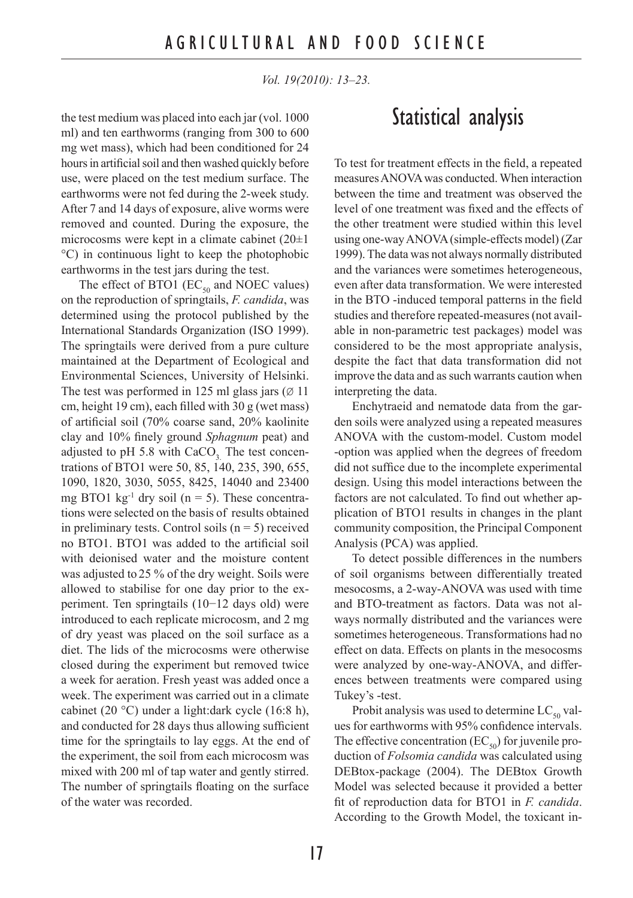the test medium was placed into each jar (vol. 1000 ml) and ten earthworms (ranging from 300 to 600 mg wet mass), which had been conditioned for 24 hours in artificial soil and then washed quickly before use, were placed on the test medium surface. The earthworms were not fed during the 2-week study. After 7 and 14 days of exposure, alive worms were removed and counted. During the exposure, the microcosms were kept in a climate cabinet (20±1 °C) in continuous light to keep the photophobic earthworms in the test jars during the test.

The effect of BTO1 ($EC_{50}$ and NOEC values) on the reproduction of springtails, *F. candida*, was determined using the protocol published by the International Standards Organization (ISO 1999). The springtails were derived from a pure culture maintained at the Department of Ecological and Environmental Sciences, University of Helsinki. The test was performed in 125 ml glass jars (∅ 11 cm, height 19 cm), each filled with 30 g (wet mass) of artificial soil (70% coarse sand, 20% kaolinite clay and 10% finely ground *Sphagnum* peat) and adjusted to pH 5.8 with $CaCO_3$. The test concentrations of BTO1 were 50, 85, 140, 235, 390, 655, 1090, 1820, 3030, 5055, 8425, 14040 and 23400 mg BTO1 $kg^{-1}$ dry soil (n = 5). These concentrations were selected on the basis of results obtained in preliminary tests. Control soils (n = 5) received no BTO1. BTO1 was added to the artificial soil with deionised water and the moisture content was adjusted to 25 % of the dry weight. Soils were allowed to stabilise for one day prior to the experiment. Ten springtails (10−12 days old) were introduced to each replicate microcosm, and 2 mg of dry yeast was placed on the soil surface as a diet. The lids of the microcosms were otherwise closed during the experiment but removed twice a week for aeration. Fresh yeast was added once a week. The experiment was carried out in a climate cabinet (20 °C) under a light:dark cycle (16:8 h), and conducted for 28 days thus allowing sufficient time for the springtails to lay eggs. At the end of the experiment, the soil from each microcosm was mixed with 200 ml of tap water and gently stirred. The number of springtails floating on the surface of the water was recorded.

## Statistical analysis

To test for treatment effects in the field, a repeated measures ANOVA was conducted. When interaction between the time and treatment was observed the level of one treatment was fixed and the effects of the other treatment were studied within this level using one-way ANOVA (simple-effects model) (Zar 1999). The data was not always normally distributed and the variances were sometimes heterogeneous, even after data transformation. We were interested in the BTO -induced temporal patterns in the field studies and therefore repeated-measures (not available in non-parametric test packages) model was considered to be the most appropriate analysis, despite the fact that data transformation did not improve the data and as such warrants caution when interpreting the data.

Enchytraeid and nematode data from the garden soils were analyzed using a repeated measures ANOVA with the custom-model. Custom model -option was applied when the degrees of freedom did not suffice due to the incomplete experimental design. Using this model interactions between the factors are not calculated. To find out whether application of BTO1 results in changes in the plant community composition, the Principal Component Analysis (PCA) was applied.

To detect possible differences in the numbers of soil organisms between differentially treated mesocosms, a 2-way-ANOVA was used with time and BTO-treatment as factors. Data was not always normally distributed and the variances were sometimes heterogeneous. Transformations had no effect on data. Effects on plants in the mesocosms were analyzed by one-way-ANOVA, and differences between treatments were compared using Tukey's -test.

Probit analysis was used to determine $LC_{50}$ values for earthworms with 95% confidence intervals. The effective concentration ($EC_{50}$) for juvenile production of *Folsomia candida* was calculated using DEBtox-package (2004). The DEBtox Growth Model was selected because it provided a better fit of reproduction data for BTO1 in *F. candida*. According to the Growth Model, the toxicant in-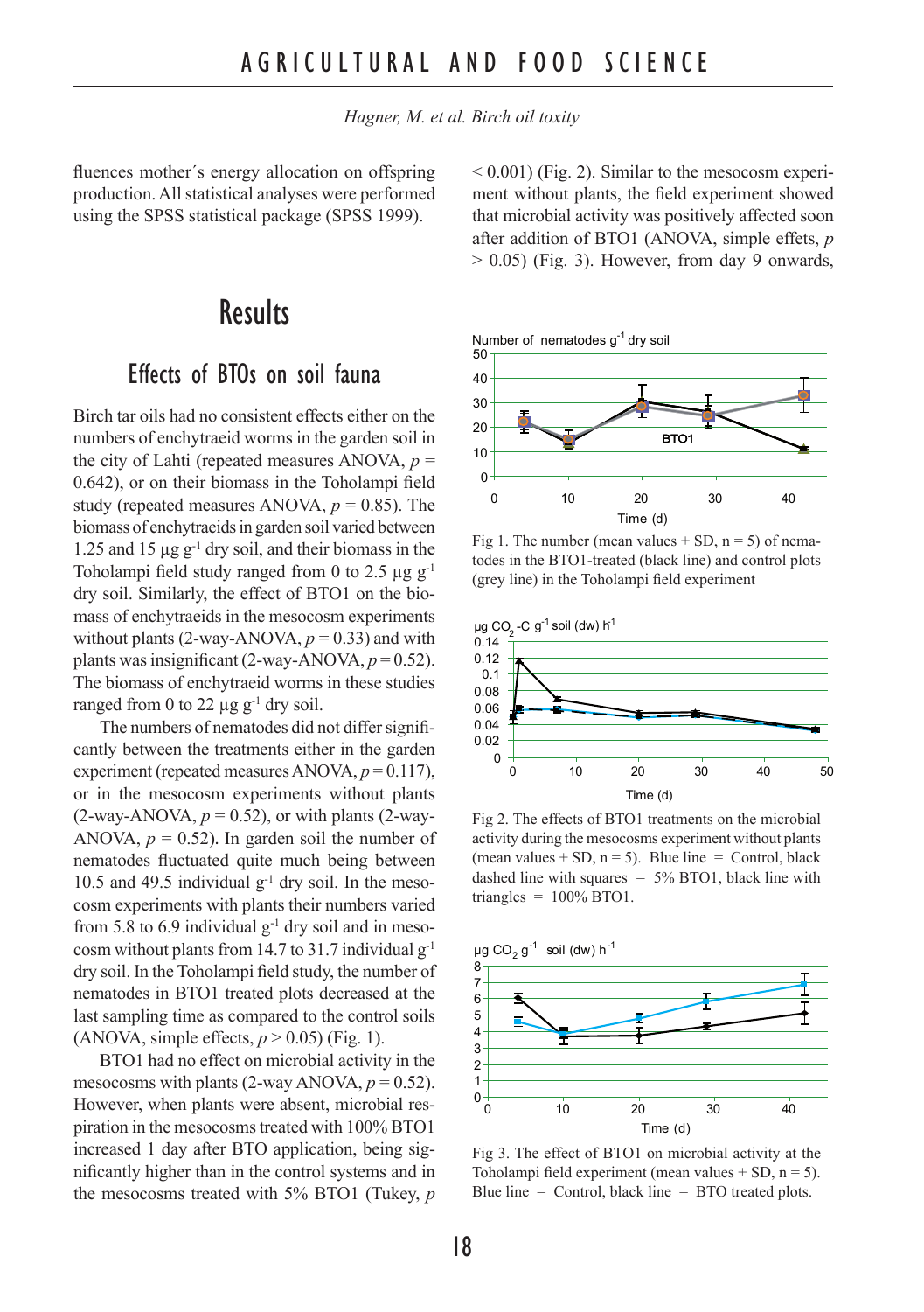fluences mother´s energy allocation on offspring production. All statistical analyses were performed using the SPSS statistical package (SPSS 1999).

# Results

## Effects of BTOs on soil fauna

Birch tar oils had no consistent effects either on the numbers of enchytraeid worms in the garden soil in the city of Lahti (repeated measures ANOVA, $p = 0.642$), or on their biomass in the Toholampi field study (repeated measures ANOVA, $p = 0.85$). The biomass of enchytraeids in garden soil varied between 1.25 and 15 µg $g^{-1}$ dry soil, and their biomass in the Toholampi field study ranged from 0 to 2.5 µg $g^{-1}$ dry soil. Similarly, the effect of BTO1 on the biomass of enchytraeids in the mesocosm experiments without plants (2-way-ANOVA, $p = 0.33$) and with plants was insignificant (2-way-ANOVA, $p = 0.52$). The biomass of enchytraeid worms in these studies ranged from 0 to 22 µg $g^{-1}$ dry soil.

The numbers of nematodes did not differ significantly between the treatments either in the garden experiment (repeated measures ANOVA, $p = 0.117$), or in the mesocosm experiments without plants (2-way-ANOVA, $p = 0.52$), or with plants (2-way-ANOVA, $p = 0.52$). In garden soil the number of nematodes fluctuated quite much being between 10.5 and 49.5 individual $g^{-1}$ dry soil. In the mesocosm experiments with plants their numbers varied from 5.8 to 6.9 individual $g^{-1}$ dry soil and in mesocosm without plants from 14.7 to 31.7 individual $g^{-1}$ dry soil. In the Toholampi field study, the number of nematodes in BTO1 treated plots decreased at the last sampling time as compared to the control soils (ANOVA, simple effects, $p > 0.05$) (Fig. 1).

BTO1 had no effect on microbial activity in the mesocosms with plants (2-way ANOVA, $p = 0.52$). However, when plants were absent, microbial respiration in the mesocosms treated with 100% BTO1 increased 1 day after BTO application, being significantly higher than in the control systems and in the mesocosms treated with 5% BTO1 (Tukey, $p < 0.001$) (Fig. 2). Similar to the mesocosm experiment without plants, the field experiment showed that microbial activity was positively affected soon after addition of BTO1 (ANOVA, simple effets, $p > 0.05$) (Fig. 3). However, from day 9 onwards,

Number of nematodes $g^{-1}$ dry soil
50
40
30
20
10
0
0 10 20 30 40
Time (d)
BTO1

Fig 1. The number (mean values ± SD, n = 5) of nematodes in the BTO1-treated (black line) and control plots (grey line) in the Toholampi field experiment

µg $CO_2$-C $g^{-1}$ soil (dw) $h^{-1}$
0.14
0.12
0.1
0.08
0.06
0.04
0.02
0
0 10 20 30 40 50
Time (d)

Fig 2. The effects of BTO1 treatments on the microbial activity during the mesocosms experiment without plants (mean values + SD, n = 5). Blue line = Control, black dashed line with squares = 5% BTO1, black line with triangles = 100% BTO1.

µg $CO_2$ $g^{-1}$ soil (dw) $h^{-1}$
8
7
6
5
4
3
2
1
0
0 10 20 30 40
Time (d)

Fig 3. The effect of BTO1 on microbial activity at the Toholampi field experiment (mean values + SD, n = 5). Blue line = Control, black line = BTO treated plots.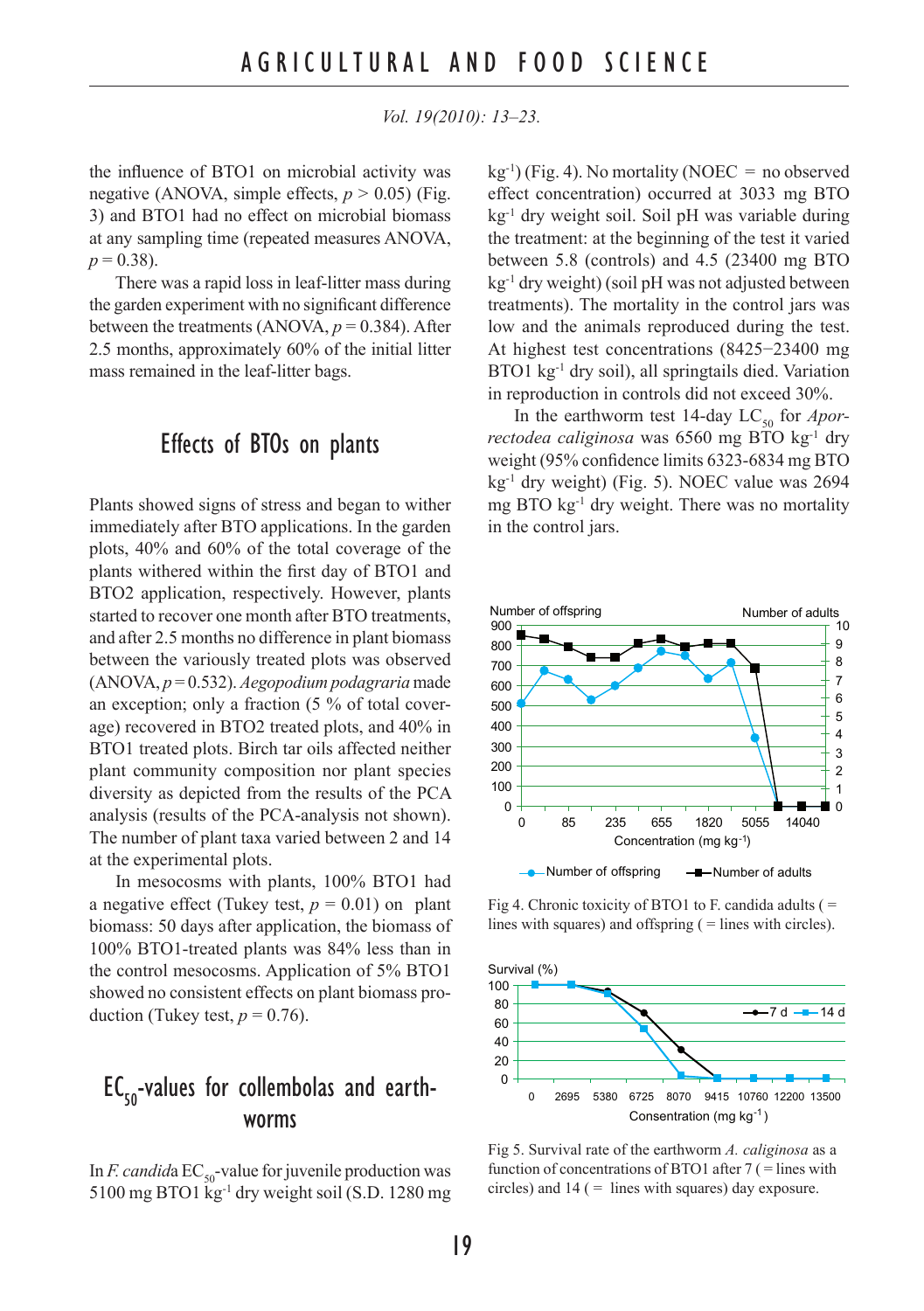the influence of BTO1 on microbial activity was negative (ANOVA, simple effects, $p > 0.05$) (Fig. 3) and BTO1 had no effect on microbial biomass at any sampling time (repeated measures ANOVA, $p = 0.38$).

There was a rapid loss in leaf-litter mass during the garden experiment with no significant difference between the treatments (ANOVA, $p = 0.384$). After 2.5 months, approximately 60% of the initial litter mass remained in the leaf-litter bags.

## Effects of BTOs on plants

Plants showed signs of stress and began to wither immediately after BTO applications. In the garden plots, 40% and 60% of the total coverage of the plants withered within the first day of BTO1 and BTO2 application, respectively. However, plants started to recover one month after BTO treatments, and after 2.5 months no difference in plant biomass between the variously treated plots was observed (ANOVA, $p = 0.532$). *Aegopodium podagraria* made an exception; only a fraction (5 % of total coverage) recovered in BTO2 treated plots, and 40% in BTO1 treated plots. Birch tar oils affected neither plant community composition nor plant species diversity as depicted from the results of the PCA analysis (results of the PCA-analysis not shown). The number of plant taxa varied between 2 and 14 at the experimental plots.

In mesocosms with plants, 100% BTO1 had a negative effect (Tukey test, $p = 0.01$) on plant biomass: 50 days after application, the biomass of 100% BTO1-treated plants was 84% less than in the control mesocosms. Application of 5% BTO1 showed no consistent effects on plant biomass production (Tukey test, $p = 0.76$).

## $EC_{50}$-values for collembolas and earthworms

In *F. candida* $EC_{50}$-value for juvenile production was 5100 mg BTO1 $kg^{-1}$ dry weight soil (S.D. 1280 mg $kg^{-1}$) (Fig. 4). No mortality (NOEC = no observed effect concentration) occurred at 3033 mg BTO $kg^{-1}$ dry weight soil. Soil pH was variable during the treatment: at the beginning of the test it varied between 5.8 (controls) and 4.5 (23400 mg BTO $kg^{-1}$ dry weight) (soil pH was not adjusted between treatments). The mortality in the control jars was low and the animals reproduced during the test. At highest test concentrations (8425−23400 mg BTO1 $kg^{-1}$ dry soil), all springtails died. Variation in reproduction in controls did not exceed 30%.

In the earthworm test 14-day $LC_{50}$ for *Aporrectodea caliginosa* was 6560 mg BTO $kg^{-1}$ dry weight (95% confidence limits 6323-6834 mg BTO $kg^{-1}$ dry weight) (Fig. 5). NOEC value was 2694 mg BTO $kg^{-1}$ dry weight. There was no mortality in the control jars.

Fig 4. Chronic toxicity of BTO1 to F. candida adults ( = lines with squares) and offspring ( = lines with circles).

Fig 5. Survival rate of the earthworm *A. caliginosa* as a function of concentrations of BTO1 after 7 ( = lines with circles) and 14 ( = lines with squares) day exposure.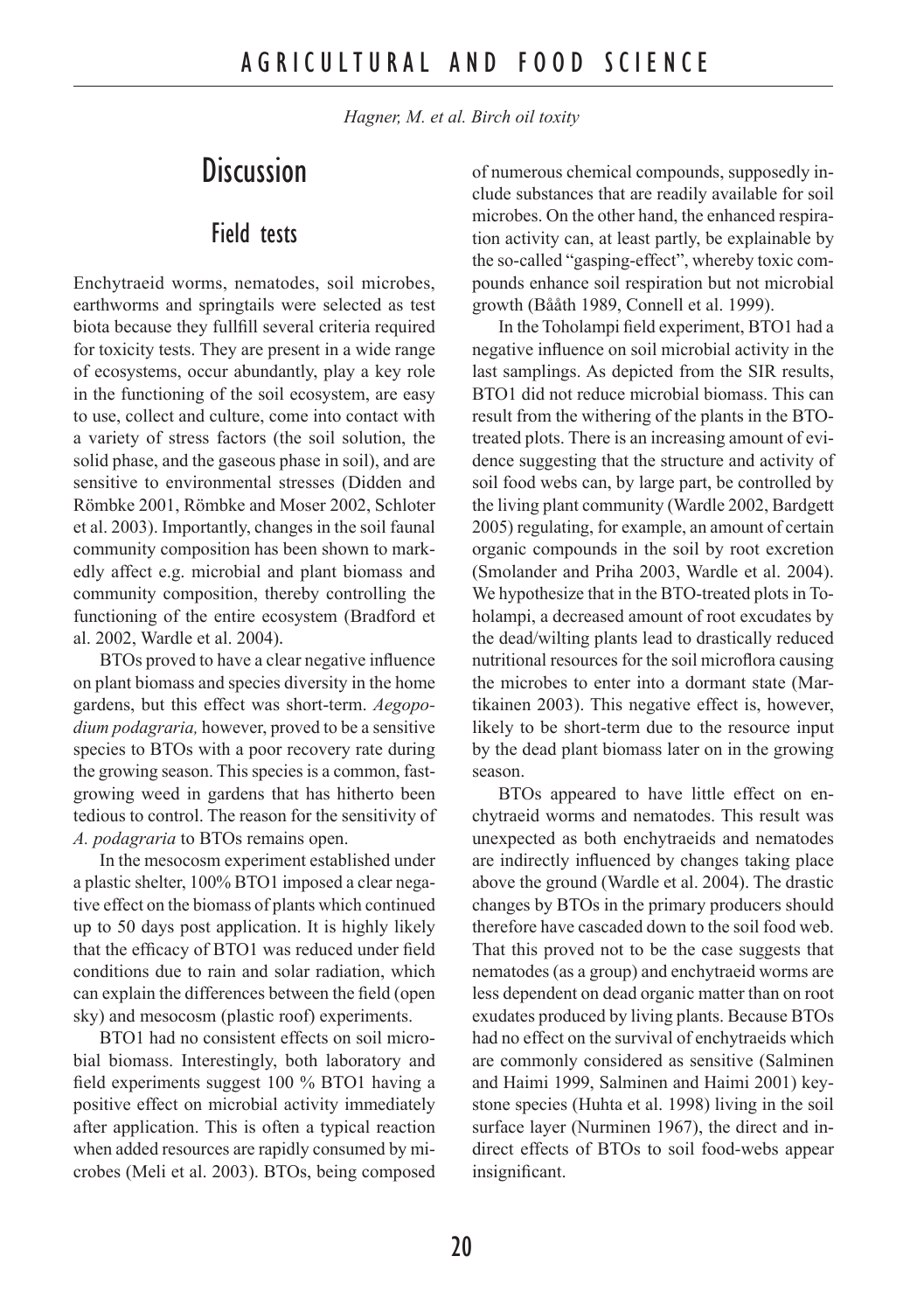# Discussion

## Field tests

Enchytraeid worms, nematodes, soil microbes, earthworms and springtails were selected as test biota because they fullfill several criteria required for toxicity tests. They are present in a wide range of ecosystems, occur abundantly, play a key role in the functioning of the soil ecosystem, are easy to use, collect and culture, come into contact with a variety of stress factors (the soil solution, the solid phase, and the gaseous phase in soil), and are sensitive to environmental stresses (Didden and Römbke 2001, Römbke and Moser 2002, Schloter et al. 2003). Importantly, changes in the soil faunal community composition has been shown to markedly affect e.g. microbial and plant biomass and community composition, thereby controlling the functioning of the entire ecosystem (Bradford et al. 2002, Wardle et al. 2004).

BTOs proved to have a clear negative influence on plant biomass and species diversity in the home gardens, but this effect was short-term. *Aegopodium podagraria,* however, proved to be a sensitive species to BTOs with a poor recovery rate during the growing season. This species is a common, fast-growing weed in gardens that has hitherto been tedious to control. The reason for the sensitivity of *A. podagraria* to BTOs remains open.

In the mesocosm experiment established under a plastic shelter, 100% BTO1 imposed a clear negative effect on the biomass of plants which continued up to 50 days post application. It is highly likely that the efficacy of BTO1 was reduced under field conditions due to rain and solar radiation, which can explain the differences between the field (open sky) and mesocosm (plastic roof) experiments.

BTO1 had no consistent effects on soil microbial biomass. Interestingly, both laboratory and field experiments suggest 100 % BTO1 having a positive effect on microbial activity immediately after application. This is often a typical reaction when added resources are rapidly consumed by microbes (Meli et al. 2003). BTOs, being composed of numerous chemical compounds, supposedly include substances that are readily available for soil microbes. On the other hand, the enhanced respiration activity can, at least partly, be explainable by the so-called "gasping-effect", whereby toxic compounds enhance soil respiration but not microbial growth (Bååth 1989, Connell et al. 1999).

In the Toholampi field experiment, BTO1 had a negative influence on soil microbial activity in the last samplings. As depicted from the SIR results, BTO1 did not reduce microbial biomass. This can result from the withering of the plants in the BTO-treated plots. There is an increasing amount of evidence suggesting that the structure and activity of soil food webs can, by large part, be controlled by the living plant community (Wardle 2002, Bardgett 2005) regulating, for example, an amount of certain organic compounds in the soil by root excretion (Smolander and Priha 2003, Wardle et al. 2004). We hypothesize that in the BTO-treated plots in Toholampi, a decreased amount of root excudates by the dead/wilting plants lead to drastically reduced nutritional resources for the soil microflora causing the microbes to enter into a dormant state (Martikainen 2003). This negative effect is, however, likely to be short-term due to the resource input by the dead plant biomass later on in the growing season.

BTOs appeared to have little effect on enchytraeid worms and nematodes. This result was unexpected as both enchytraeids and nematodes are indirectly influenced by changes taking place above the ground (Wardle et al. 2004). The drastic changes by BTOs in the primary producers should therefore have cascaded down to the soil food web. That this proved not to be the case suggests that nematodes (as a group) and enchytraeid worms are less dependent on dead organic matter than on root exudates produced by living plants. Because BTOs had no effect on the survival of enchytraeids which are commonly considered as sensitive (Salminen and Haimi 1999, Salminen and Haimi 2001) keystone species (Huhta et al. 1998) living in the soil surface layer (Nurminen 1967), the direct and indirect effects of BTOs to soil food-webs appear insignificant.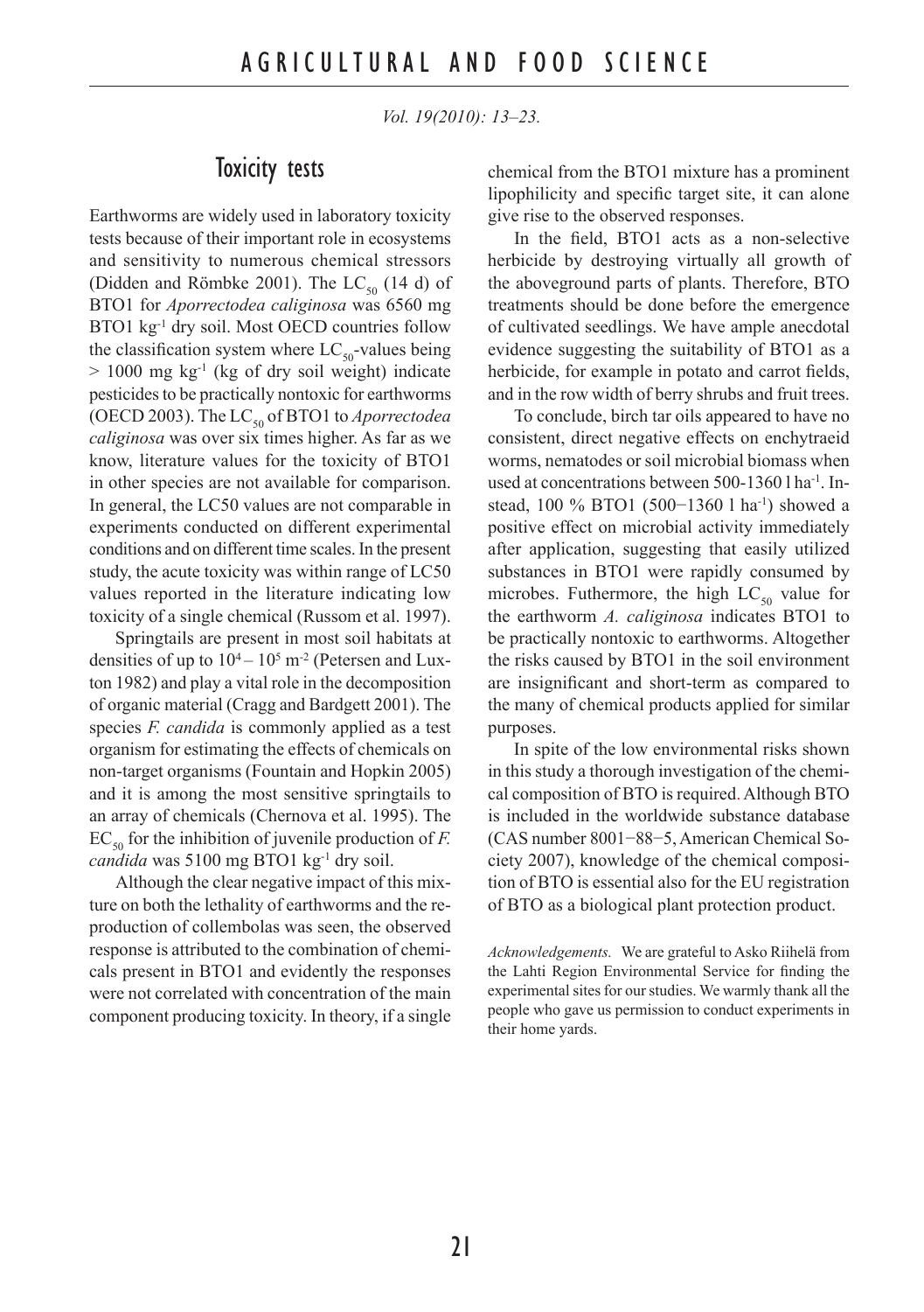## Toxicity tests

Earthworms are widely used in laboratory toxicity tests because of their important role in ecosystems and sensitivity to numerous chemical stressors (Didden and Römbke 2001). The $LC_{50}$ (14 d) of BTO1 for *Aporrectodea caliginosa* was 6560 mg BTO1 $kg^{-1}$ dry soil. Most OECD countries follow the classification system where $LC_{50}$-values being > 1000 mg $kg^{-1}$ (kg of dry soil weight) indicate pesticides to be practically nontoxic for earthworms (OECD 2003). The $LC_{50}$ of BTO1 to *Aporrectodea caliginosa* was over six times higher. As far as we know, literature values for the toxicity of BTO1 in other species are not available for comparison. In general, the LC50 values are not comparable in experiments conducted on different experimental conditions and on different time scales. In the present study, the acute toxicity was within range of LC50 values reported in the literature indicating low toxicity of a single chemical (Russom et al. 1997).

Springtails are present in most soil habitats at densities of up to $10^4 – 10^5$ $m^{-2}$ (Petersen and Luxton 1982) and play a vital role in the decomposition of organic material (Cragg and Bardgett 2001). The species *F. candida* is commonly applied as a test organism for estimating the effects of chemicals on non-target organisms (Fountain and Hopkin 2005) and it is among the most sensitive springtails to an array of chemicals (Chernova et al. 1995). The $EC_{50}$ for the inhibition of juvenile production of *F. candida* was 5100 mg BTO1 $kg^{-1}$ dry soil.

Although the clear negative impact of this mixture on both the lethality of earthworms and the reproduction of collembolas was seen, the observed response is attributed to the combination of chemicals present in BTO1 and evidently the responses were not correlated with concentration of the main component producing toxicity. In theory, if a single chemical from the BTO1 mixture has a prominent lipophilicity and specific target site, it can alone give rise to the observed responses.

In the field, BTO1 acts as a non-selective herbicide by destroying virtually all growth of the aboveground parts of plants. Therefore, BTO treatments should be done before the emergence of cultivated seedlings. We have ample anecdotal evidence suggesting the suitability of BTO1 as a herbicide, for example in potato and carrot fields, and in the row width of berry shrubs and fruit trees.

To conclude, birch tar oils appeared to have no consistent, direct negative effects on enchytraeid worms, nematodes or soil microbial biomass when used at concentrations between 500-1360 l $ha^{-1}$. Instead, 100 % BTO1 (500−1360 l $ha^{-1}$) showed a positive effect on microbial activity immediately after application, suggesting that easily utilized substances in BTO1 were rapidly consumed by microbes. Futhermore, the high $LC_{50}$ value for the earthworm *A. caliginosa* indicates BTO1 to be practically nontoxic to earthworms. Altogether the risks caused by BTO1 in the soil environment are insignificant and short-term as compared to the many of chemical products applied for similar purposes.

In spite of the low environmental risks shown in this study a thorough investigation of the chemical composition of BTO is required. Although BTO is included in the worldwide substance database (CAS number 8001−88−5, American Chemical Society 2007), knowledge of the chemical composition of BTO is essential also for the EU registration of BTO as a biological plant protection product.

*Acknowledgements.* We are grateful to Asko Riihelä from the Lahti Region Environmental Service for finding the experimental sites for our studies. We warmly thank all the people who gave us permission to conduct experiments in their home yards.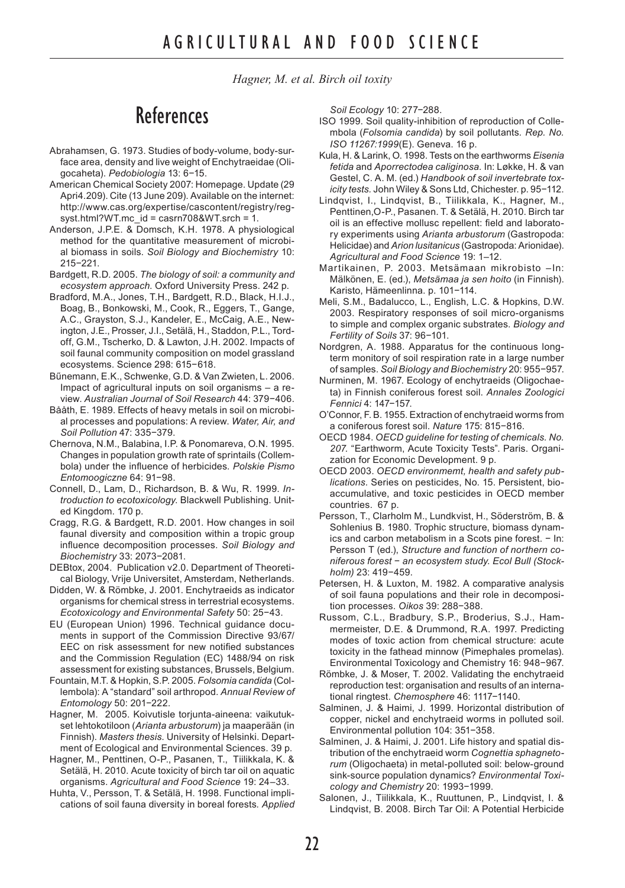# References

Abrahamsen, G. 1973. Studies of body-volume, body-surface area, density and live weight of Enchytraeidae (Oligocaheta). *Pedobiologia* 13: 6−15.

American Chemical Society 2007: Homepage. Update (29 Apri4.209). Cite (13 June 209). Available on the internet: http://www.cas.org/expertise/cascontent/registry/regsyst.html?WT.mc_id = casrn708&WT.srch = 1.

Anderson, J.P.E. & Domsch, K.H. 1978. A physiological method for the quantitative measurement of microbial biomass in soils. *Soil Biology and Biochemistry* 10: 215−221.

Bardgett, R.D. 2005. *The biology of soil: a community and ecosystem approach.* Oxford University Press. 242 p.

Bradford, M.A., Jones, T.H., Bardgett, R.D., Black, H.I.J., Boag, B., Bonkowski, M., Cook, R., Eggers, T., Gange, A.C., Grayston, S.J., Kandeler, E., McCaig, A.E., Newington, J.E., Prosser, J.I., Setälä, H., Staddon, P.L., Tordoff, G.M., Tscherko, D. & Lawton, J.H. 2002. Impacts of soil faunal community composition on model grassland ecosystems. Science 298: 615−618.

Bűnemann, E.K., Schwenke, G.D. & Van Zwieten, L. 2006. Impact of agricultural inputs on soil organisms – a review. *Australian Journal of Soil Research* 44: 379−406.

Bååth, E. 1989. Effects of heavy metals in soil on microbial processes and populations: A review. *Water, Air, and Soil Pollution* 47: 335−379.

Chernova, N.M., Balabina, I.P. & Ponomareva, O.N. 1995. Changes in population growth rate of sprintails (Collembola) under the influence of herbicides*. Polskie Pismo Entomoogiczne* 64: 91−98.

Connell, D., Lam, D., Richardson, B. & Wu, R. 1999. *Introduction to ecotoxicology*. Blackwell Publishing. United Kingdom. 170 p.

Cragg, R.G. & Bardgett, R.D. 2001. How changes in soil faunal diversity and composition within a tropic group influence decomposition processes. *Soil Biology and Biochemistry* 33: 2073−2081.

DEBtox, 2004. Publication v2.0. Department of Theoretical Biology, Vrije Universitet, Amsterdam, Netherlands.

Didden, W. & Römbke, J. 2001. Enchytraeids as indicator organisms for chemical stress in terrestrial ecosystems. *Ecotoxicology and Environmental Safety* 50: 25−43.

EU (European Union) 1996. Technical guidance documents in support of the Commission Directive 93/67/EEC on risk assessment for new notified substances and the Commission Regulation (EC) 1488/94 on risk assessment for existing substances, Brussels, Belgium.

Fountain, M.T. & Hopkin, S.P. 2005. *Folsomia candida* (Collembola): A "standard" soil arthropod. *Annual Review of Entomology* 50: 201−222.

Hagner, M. 2005. Koivutisle torjunta-aineena: vaikutukset lehtokotiloon (*Arianta arbustorum*) ja maaperään (in Finnish). *Masters thesis*. University of Helsinki. Department of Ecological and Environmental Sciences. 39 p.

Hagner, M., Penttinen, O-P., Pasanen, T., Tiilikkala, K. & Setälä, H. 2010. Acute toxicity of birch tar oil on aquatic organisms. *Agricultural and Food Science* 19: 24–33.

Huhta, V., Persson, T. & Setälä, H. 1998. Functional implications of soil fauna diversity in boreal forests*. Applied Soil Ecology* 10: 277−288.

ISO 1999. Soil quality-inhibition of reproduction of Collembola (*Folsomia candida*) by soil pollutants*. Rep. No. ISO 11267:1999*(E). Geneva. 16 p.

Kula, H. & Larink, O. 1998. Tests on the earthworms *Eisenia fetida* and *Aporrectodea caliginosa.* In: Løkke, H. & van Gestel, C. A. M. (ed.) *Handbook of soil invertebrate toxicity tests*. John Wiley & Sons Ltd, Chichester. p. 95−112.

Lindqvist, I., Lindqvist, B., Tiilikkala, K., Hagner, M., Penttinen,O-P., Pasanen. T. & Setälä, H. 2010. Birch tar oil is an effective mollusc repellent: field and laboratory experiments using *Arianta arbustorum* (Gastropoda: Helicidae) and *Arion lusitanicus* (Gastropoda: Arionidae). *Agricultural and Food Science* 19: 1–12.

Martikainen, P. 2003. Metsämaan mikrobisto –In: Mälkönen, E. (ed.), *Metsämaa ja sen hoito* (in Finnish). Karisto, Hämeenlinna. p. 101−114.

Meli, S.M., Badalucco, L., English, L.C. & Hopkins, D.W. 2003. Respiratory responses of soil micro-organisms to simple and complex organic substrates. *Biology and Fertility of Soils* 37: 96−101.

Nordgren, A. 1988. Apparatus for the continuous long-term monitory of soil respiration rate in a large number of samples. *Soil Biology and Biochemistry* 20: 955−957.

Nurminen, M. 1967. Ecology of enchytraeids (Oligochaeta) in Finnish coniferous forest soil. *Annales Zoologici Fennici* 4: 147−157.

O'Connor, F. B. 1955. Extraction of enchytraeid worms from a coniferous forest soil. *Nature* 175: 815−816.

OECD 1984. *OECD guideline for testing of chemicals. No. 207.* "Earthworm, Acute Toxicity Tests". Paris. Organization for Economic Development. 9 p.

OECD 2003. *OECD environmemt, health and safety publications*. Series on pesticides, No. 15. Persistent, bioaccumulative, and toxic pesticides in OECD member countries. 67 p.

Persson, T., Clarholm M., Lundkvist, H., Söderström, B. & Sohlenius B. 1980. Trophic structure, biomass dynamics and carbon metabolism in a Scots pine forest. − In: Persson T (ed.), *Structure and function of northern coniferous forest − an ecosystem study. Ecol Bull (Stockholm)* 23: 419−459.

Petersen, H. & Luxton, M. 1982. A comparative analysis of soil fauna populations and their role in decomposition processes. *Oikos* 39: 288−388.

Russom, C.L., Bradbury, S.P., Broderius, S.J., Hammermeister, D.E. & Drummond, R.A. 1997. Predicting modes of toxic action from chemical structure: acute toxicity in the fathead minnow (Pimephales promelas). Environmental Toxicology and Chemistry 16: 948−967.

Römbke, J. & Moser, T. 2002. Validating the enchytraeid reproduction test: organisation and results of an international ringtest. *Chemosphere* 46: 1117−1140.

Salminen, J. & Haimi, J. 1999. Horizontal distribution of copper, nickel and enchytraeid worms in polluted soil. Environmental pollution 104: 351−358.

Salminen, J. & Haimi, J. 2001. Life history and spatial distribution of the enchytraeid worm *Cognettia sphagnetorum* (Oligochaeta) in metal-polluted soil: below-ground sink-source population dynamics? *Environmental Toxicology and Chemistry* 20: 1993−1999.

Salonen, J., Tiilikkala, K., Ruuttunen, P., Lindqvist, I. & Lindqvist, B. 2008. Birch Tar Oil: A Potential Herbicide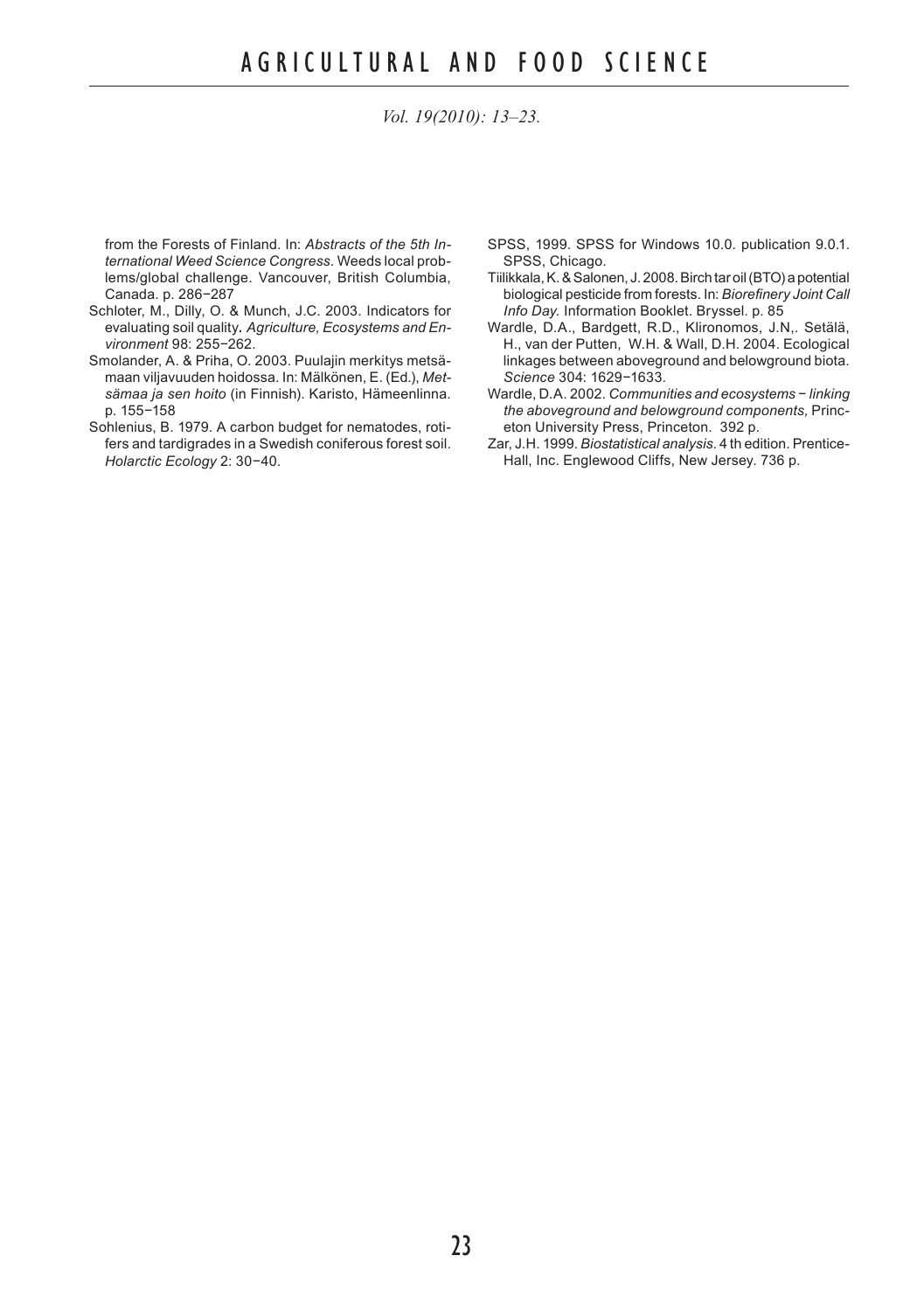from the Forests of Finland. In: *Abstracts of the 5th International Weed Science Congress*. Weeds local problems/global challenge. Vancouver, British Columbia, Canada. p. 286−287

Schloter, M., Dilly, O. & Munch, J.C. 2003. Indicators for evaluating soil quality**.** *Agriculture, Ecosystems and Environment* 98: 255−262.

Smolander, A. & Priha, O. 2003. Puulajin merkitys metsämaan viljavuuden hoidossa. In: Mälkönen, E. (Ed.), *Metsämaa ja sen hoito* (in Finnish). Karisto, Hämeenlinna. p. 155−158

Sohlenius, B. 1979. A carbon budget for nematodes, rotifers and tardigrades in a Swedish coniferous forest soil. *Holarctic Ecology* 2: 30−40.

SPSS, 1999. SPSS for Windows 10.0. publication 9.0.1. SPSS, Chicago.

Tiilikkala, K. & Salonen, J. 2008. Birch tar oil (BTO) a potential biological pesticide from forests. In: *Biorefinery Joint Call Info Day.* Information Booklet. Bryssel. p. 85

Wardle, D.A., Bardgett, R.D., Klironomos, J.N,. Setälä, H., van der Putten, W.H. & Wall, D.H. 2004. Ecological linkages between aboveground and belowground biota. *Science* 304: 1629−1633.

Wardle, D.A. 2002. *Communities and ecosystems − linking the aboveground and belowground components*, Princeton University Press, Princeton. 392 p.

Zar, J.H. 1999. *Biostatistical analysis*. 4 th edition. Prentice-Hall, Inc. Englewood Cliffs, New Jersey. 736 p.